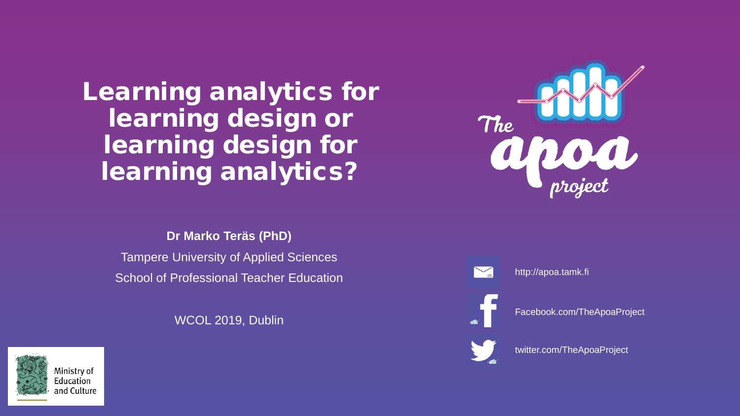# Learning analytics for learning design or learning design for learning analytics?

**Dr Marko Teräs (PhD)**

Tampere University of Applied Sciences

School of Professional Teacher Education

WCOL 2019, Dublin

The apoa project

http://apoa.tamk.fi

Facebook.com/TheApoaProject

twitter.com/TheApoaProject

Ministry of Education and Culture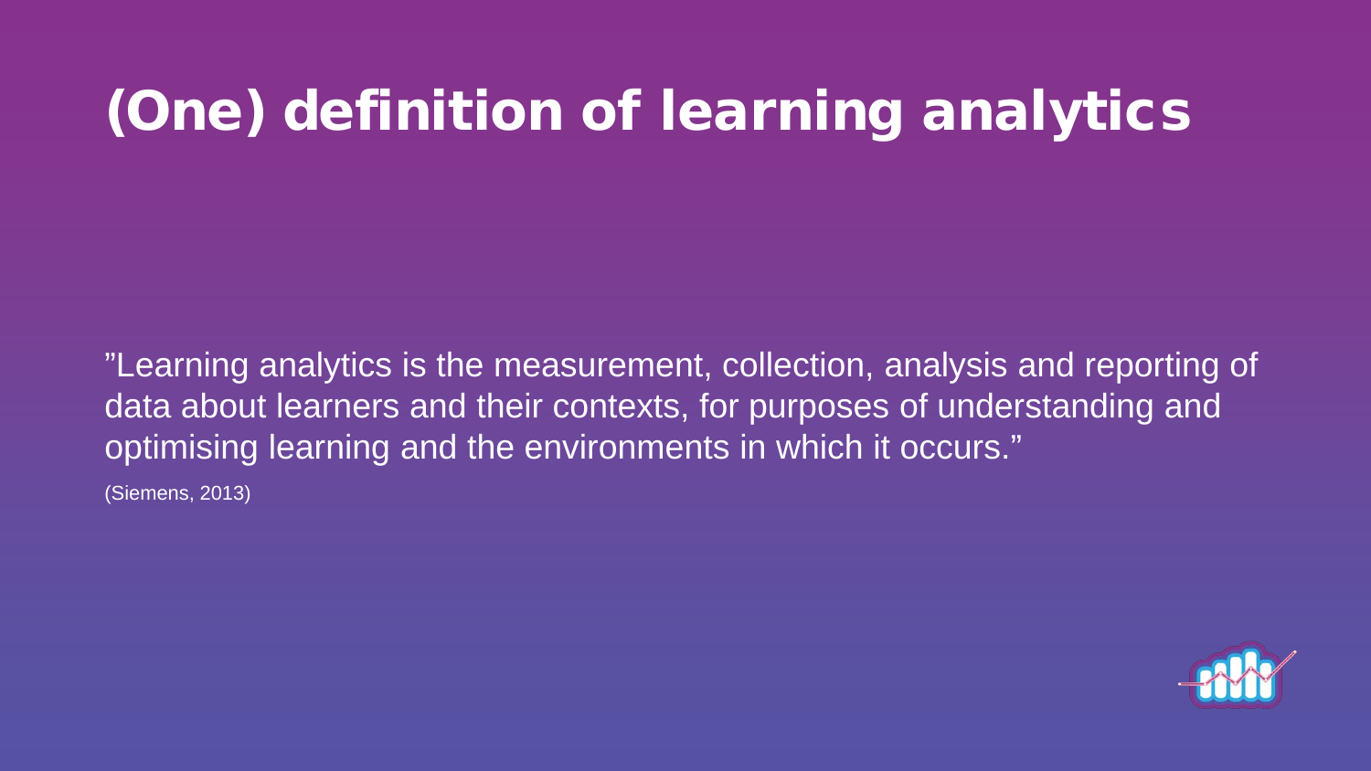# (One) definition of learning analytics

”Learning analytics is the measurement, collection, analysis and reporting of data about learners and their contexts, for purposes of understanding and optimising learning and the environments in which it occurs.”

(Siemens, 2013)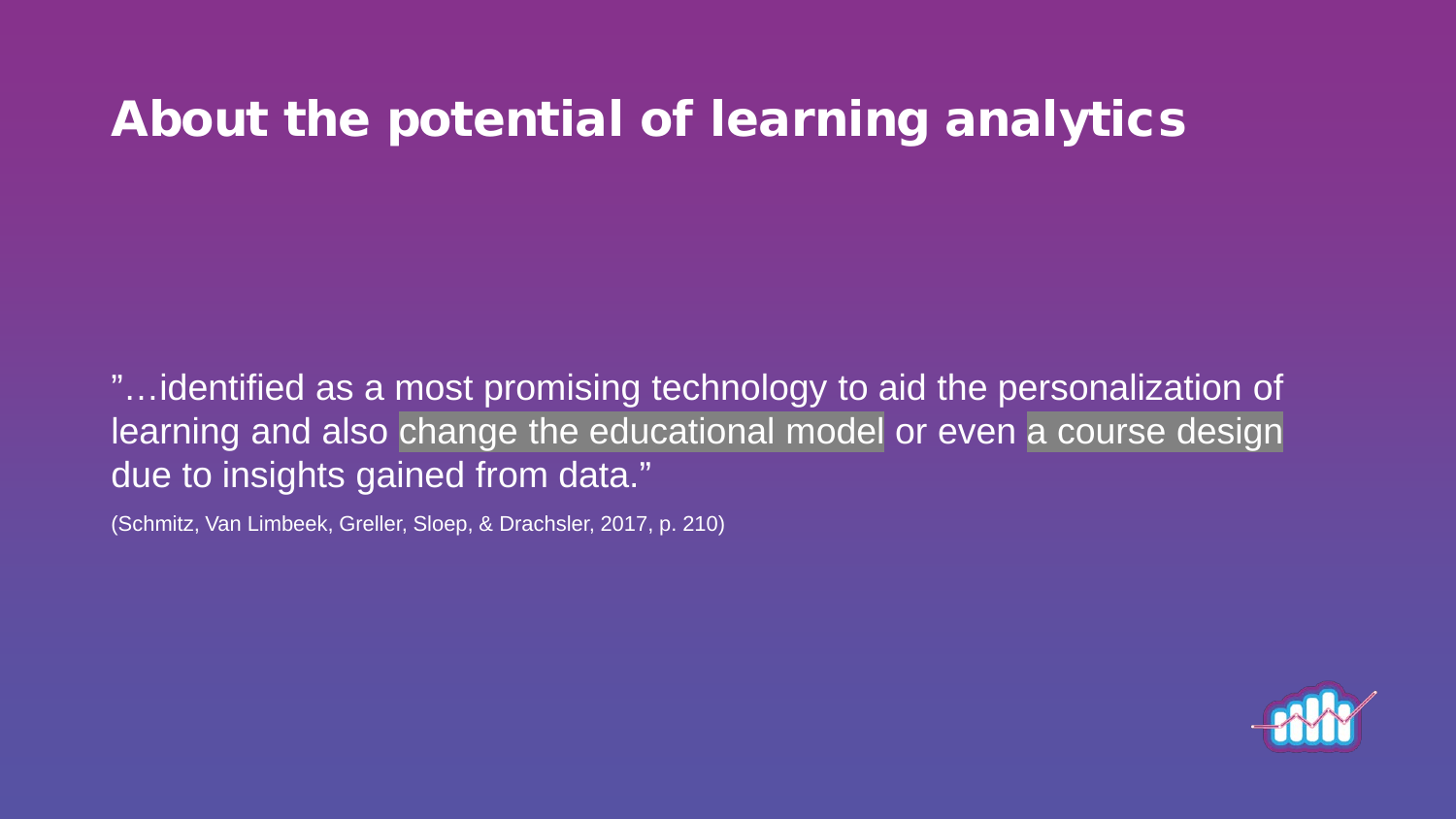# About the potential of learning analytics

"…identified as a most promising technology to aid the personalization of learning and also change the educational model or even a course design due to insights gained from data."

(Schmitz, Van Limbeek, Greller, Sloep, & Drachsler, 2017, p. 210)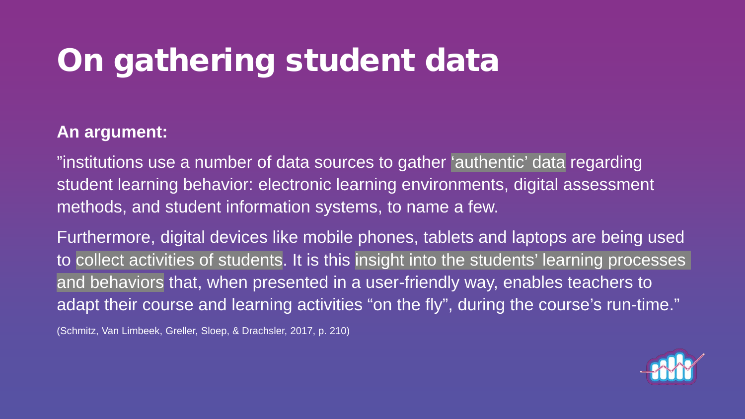# On gathering student data

**An argument:**

”institutions use a number of data sources to gather ‘authentic’ data regarding student learning behavior: electronic learning environments, digital assessment methods, and student information systems, to name a few.

Furthermore, digital devices like mobile phones, tablets and laptops are being used to collect activities of students. It is this insight into the students’ learning processes and behaviors that, when presented in a user-friendly way, enables teachers to adapt their course and learning activities “on the fly”, during the course’s run-time.”

(Schmitz, Van Limbeek, Greller, Sloep, & Drachsler, 2017, p. 210)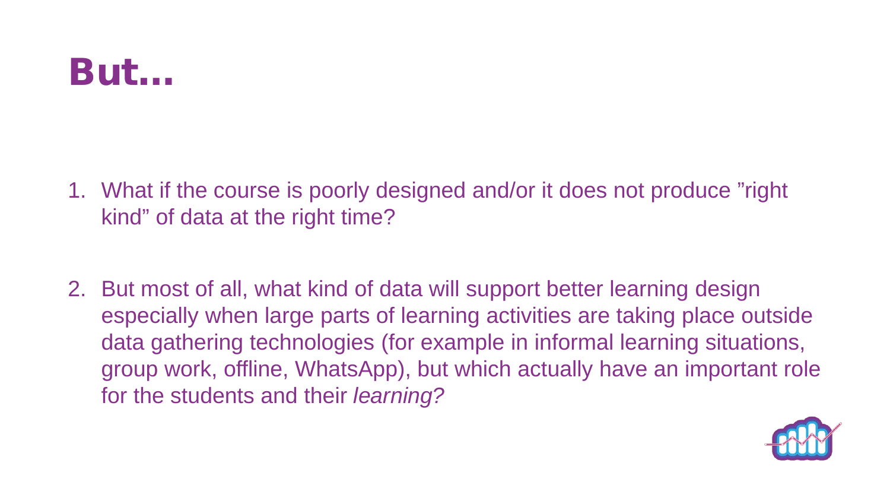# But…

1. What if the course is poorly designed and/or it does not produce ”right kind” of data at the right time?

2. But most of all, what kind of data will support better learning design especially when large parts of learning activities are taking place outside data gathering technologies (for example in informal learning situations, group work, offline, WhatsApp), but which actually have an important role for the students and their *learning?*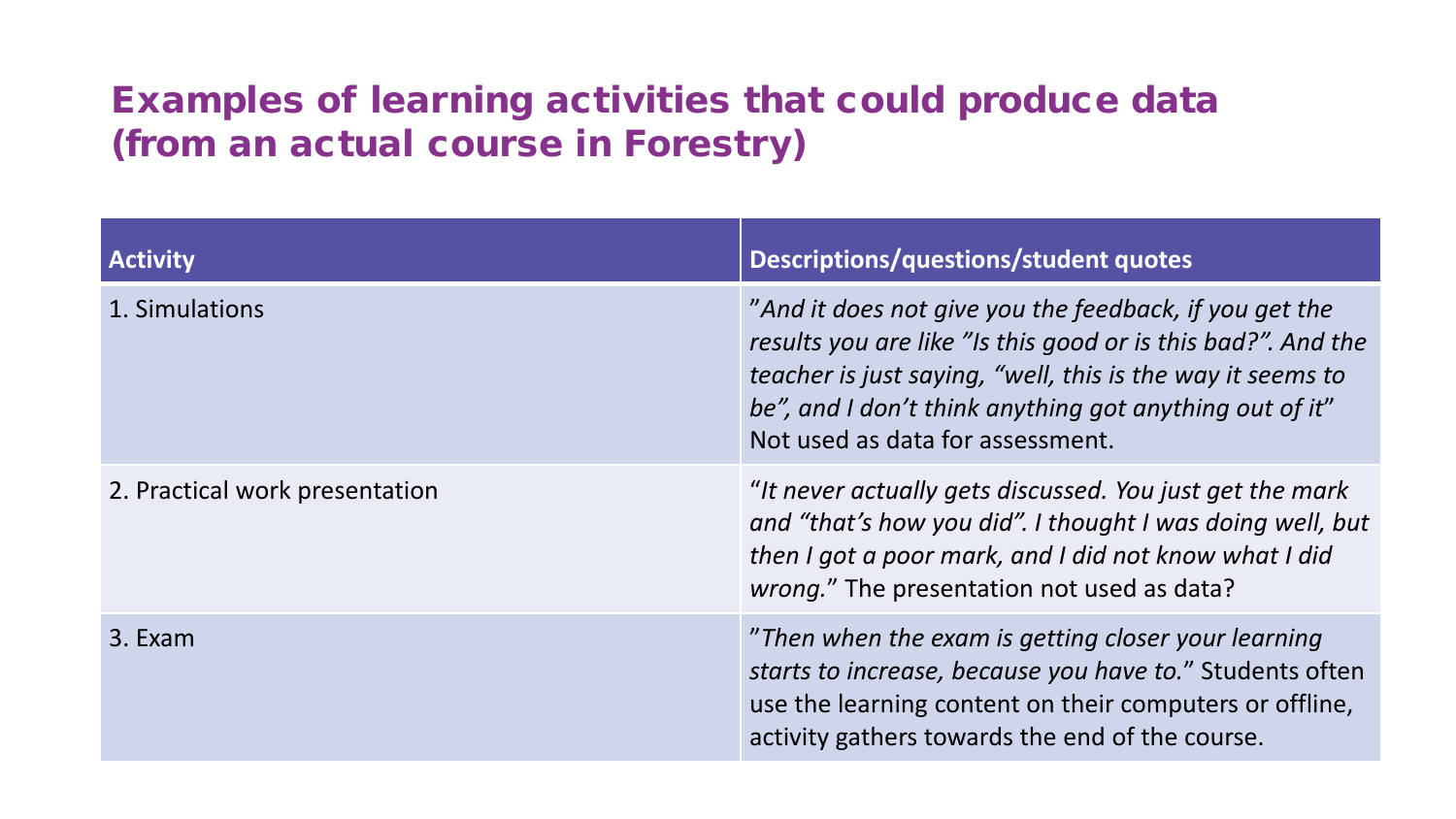# Examples of learning activities that could produce data (from an actual course in Forestry)

| Activity | Descriptions/questions/student quotes |
| --- | --- |
| 1. Simulations | ”*And it does not give you the feedback, if you get the results you are like ”Is this good or is this bad?”. And the teacher is just saying, “well, this is the way it seems to be”, and I don’t think anything got anything out of it*” Not used as data for assessment. |
| 2. Practical work presentation | “*It never actually gets discussed. You just get the mark and “that’s how you did”. I thought I was doing well, but then I got a poor mark, and I did not know what I did wrong.*” The presentation not used as data? |
| 3. Exam | ”*Then when the exam is getting closer your learning starts to increase, because you have to.*” Students often use the learning content on their computers or offline, activity gathers towards the end of the course. |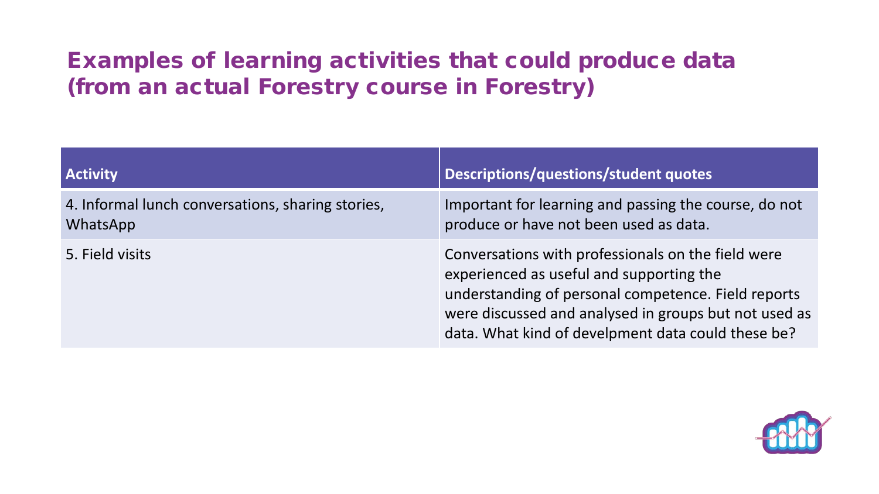# Examples of learning activities that could produce data (from an actual Forestry course in Forestry)

| Activity | Descriptions/questions/student quotes |
| --- | --- |
| 4. Informal lunch conversations, sharing stories, WhatsApp | Important for learning and passing the course, do not produce or have not been used as data. |
| 5. Field visits | Conversations with professionals on the field were experienced as useful and supporting the understanding of personal competence. Field reports were discussed and analysed in groups but not used as data. What kind of develpment data could these be? |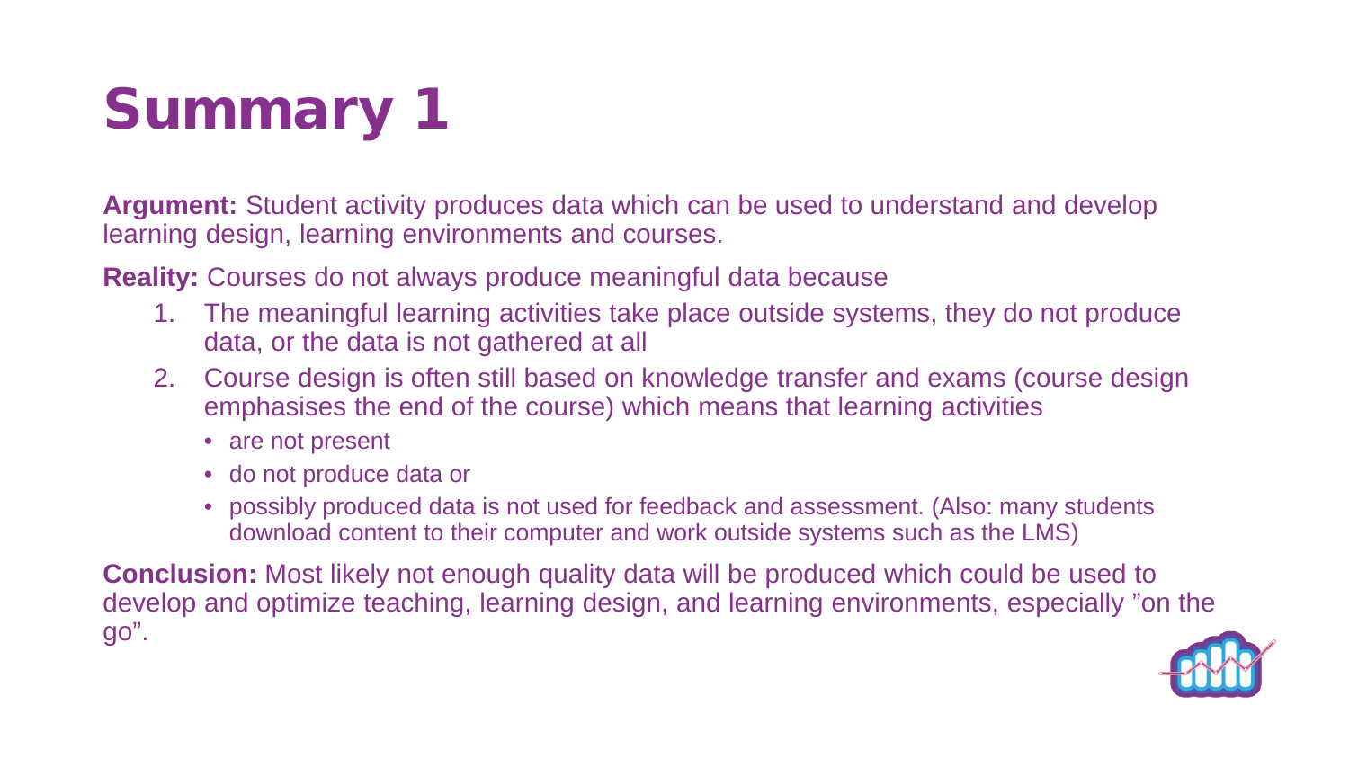# Summary 1

**Argument:** Student activity produces data which can be used to understand and develop learning design, learning environments and courses.

**Reality:** Courses do not always produce meaningful data because

1. The meaningful learning activities take place outside systems, they do not produce data, or the data is not gathered at all
2. Course design is often still based on knowledge transfer and exams (course design emphasises the end of the course) which means that learning activities
   - are not present
   - do not produce data or
   - possibly produced data is not used for feedback and assessment. (Also: many students download content to their computer and work outside systems such as the LMS)

**Conclusion:** Most likely not enough quality data will be produced which could be used to develop and optimize teaching, learning design, and learning environments, especially ”on the go”.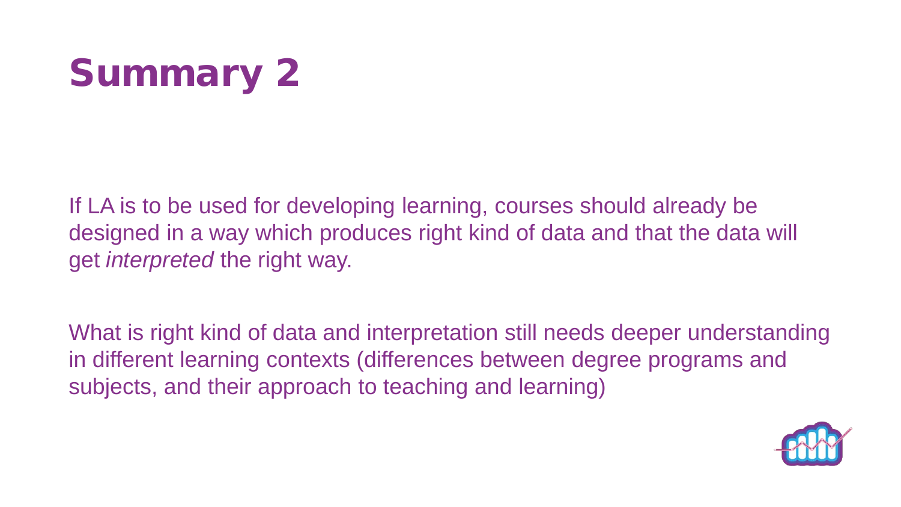# Summary 2

If LA is to be used for developing learning, courses should already be designed in a way which produces right kind of data and that the data will get *interpreted* the right way.

What is right kind of data and interpretation still needs deeper understanding in different learning contexts (differences between degree programs and subjects, and their approach to teaching and learning)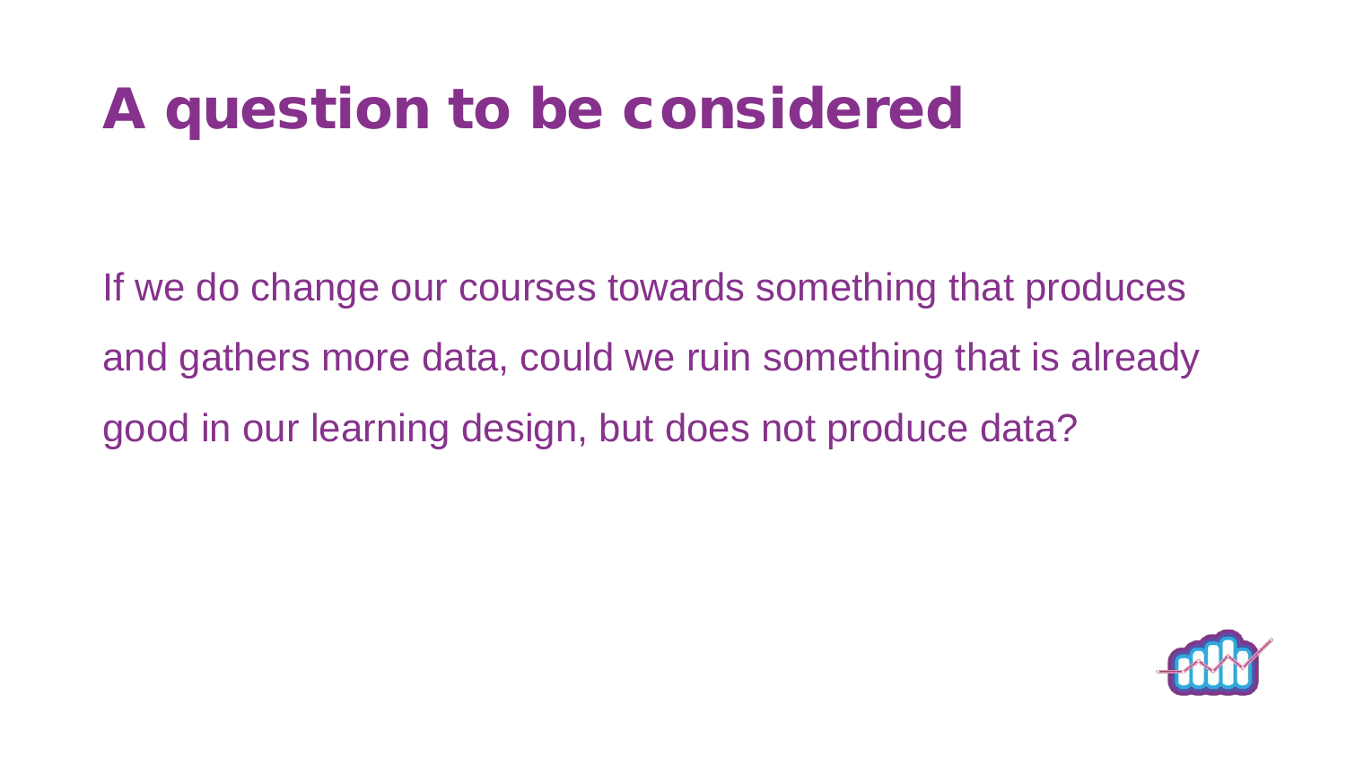# A question to be considered

If we do change our courses towards something that produces and gathers more data, could we ruin something that is already good in our learning design, but does not produce data?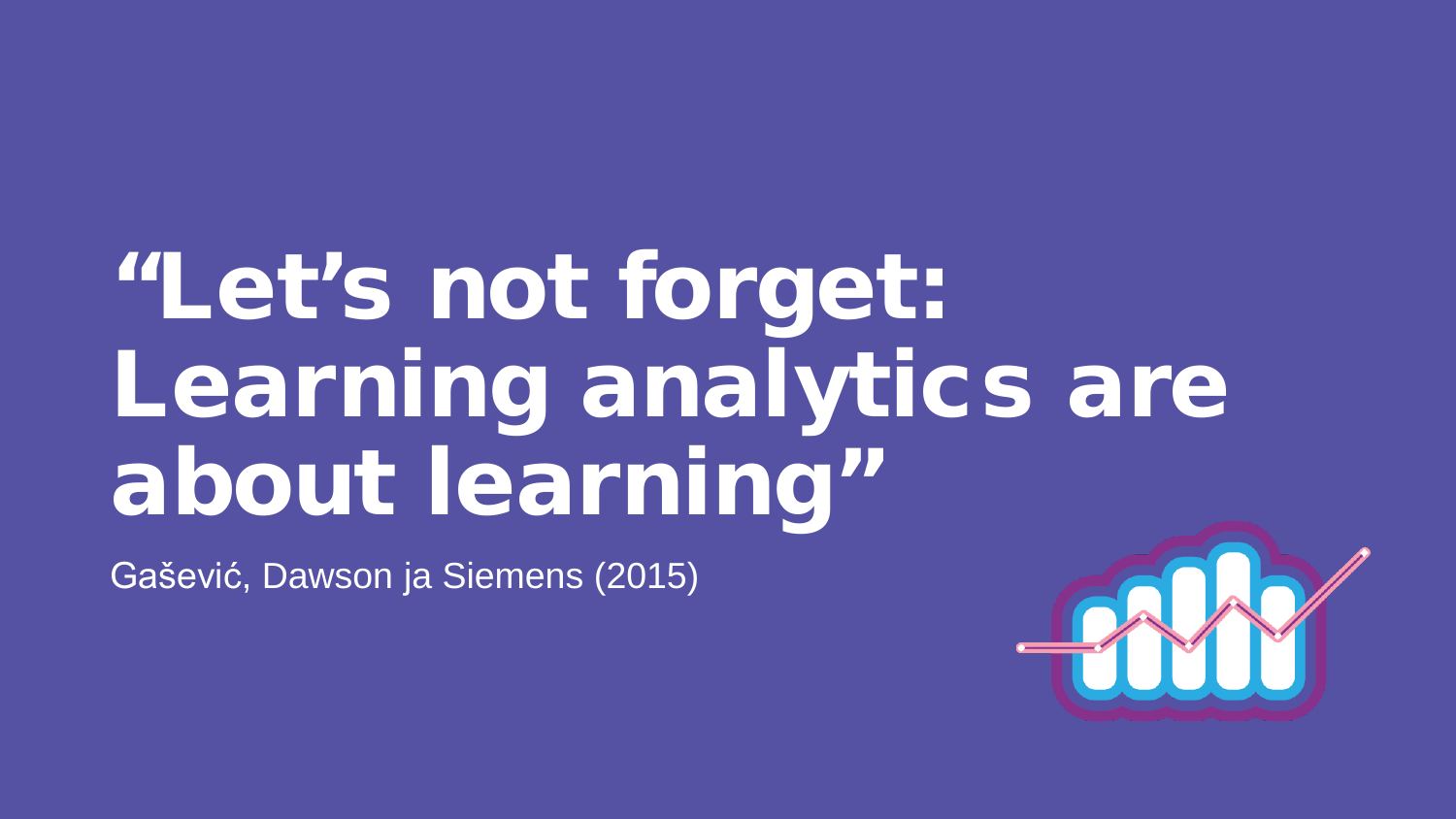# “Let’s not forget: Learning analytics are about learning”

Gašević, Dawson ja Siemens (2015)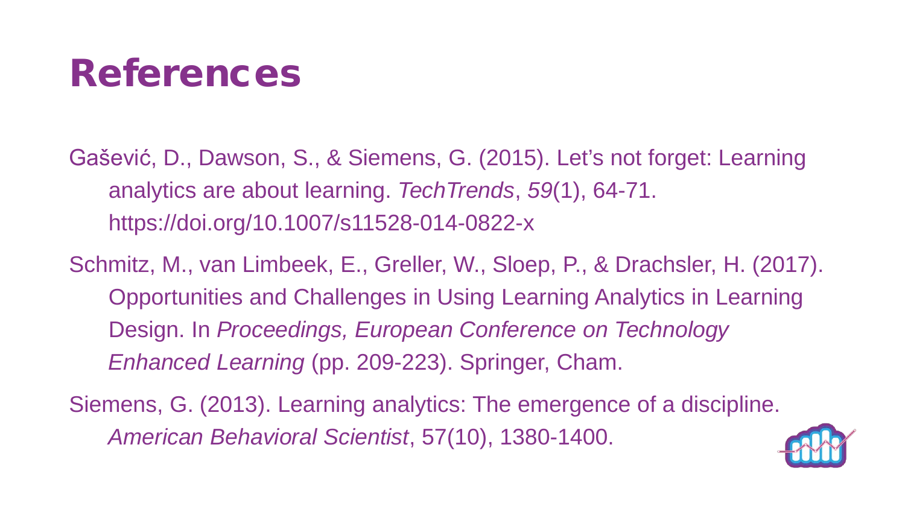# References

Gašević, D., Dawson, S., & Siemens, G. (2015). Let's not forget: Learning analytics are about learning. *TechTrends*, *59*(1), 64-71. https://doi.org/10.1007/s11528-014-0822-x

Schmitz, M., van Limbeek, E., Greller, W., Sloep, P., & Drachsler, H. (2017). Opportunities and Challenges in Using Learning Analytics in Learning Design. In *Proceedings, European Conference on Technology Enhanced Learning* (pp. 209-223). Springer, Cham.

Siemens, G. (2013). Learning analytics: The emergence of a discipline. *American Behavioral Scientist*, 57(10), 1380-1400.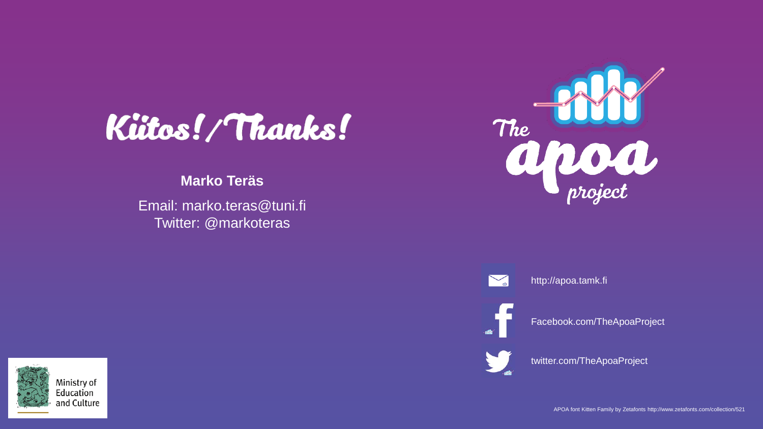# Kiitos! / Thanks!

**Marko Teräs**

Email: marko.teras@tuni.fi
Twitter: @markoteras

The apoa project

http://apoa.tamk.fi

Facebook.com/TheApoaProject

twitter.com/TheApoaProject

Ministry of Education and Culture

APOA font Kitten Family by Zetafonts http://www.zetafonts.com/collection/521